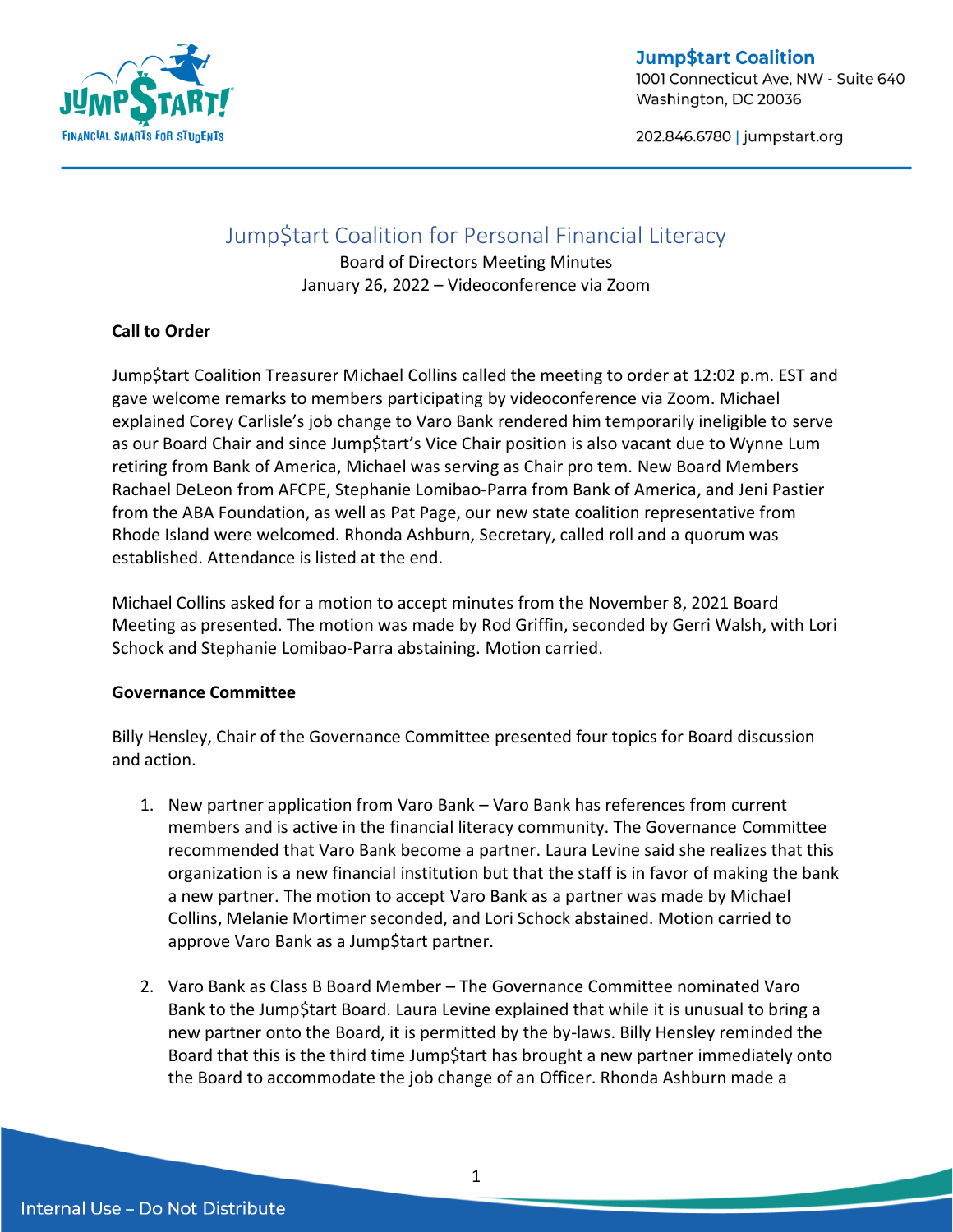Jump$tart Coalition
1001 Connecticut Ave, NW - Suite 640
Washington, DC 20036

202.846.6780 | jumpstart.org

# Jump$tart Coalition for Personal Financial Literacy

Board of Directors Meeting Minutes
January 26, 2022 – Videoconference via Zoom

**Call to Order**

Jump$tart Coalition Treasurer Michael Collins called the meeting to order at 12:02 p.m. EST and gave welcome remarks to members participating by videoconference via Zoom. Michael explained Corey Carlisle's job change to Varo Bank rendered him temporarily ineligible to serve as our Board Chair and since Jump$tart's Vice Chair position is also vacant due to Wynne Lum retiring from Bank of America, Michael was serving as Chair pro tem. New Board Members Rachael DeLeon from AFCPE, Stephanie Lomibao-Parra from Bank of America, and Jeni Pastier from the ABA Foundation, as well as Pat Page, our new state coalition representative from Rhode Island were welcomed. Rhonda Ashburn, Secretary, called roll and a quorum was established. Attendance is listed at the end.

Michael Collins asked for a motion to accept minutes from the November 8, 2021 Board Meeting as presented. The motion was made by Rod Griffin, seconded by Gerri Walsh, with Lori Schock and Stephanie Lomibao-Parra abstaining. Motion carried.

**Governance Committee**

Billy Hensley, Chair of the Governance Committee presented four topics for Board discussion and action.

1. New partner application from Varo Bank – Varo Bank has references from current members and is active in the financial literacy community. The Governance Committee recommended that Varo Bank become a partner. Laura Levine said she realizes that this organization is a new financial institution but that the staff is in favor of making the bank a new partner. The motion to accept Varo Bank as a partner was made by Michael Collins, Melanie Mortimer seconded, and Lori Schock abstained. Motion carried to approve Varo Bank as a Jump$tart partner.

2. Varo Bank as Class B Board Member – The Governance Committee nominated Varo Bank to the Jump$tart Board. Laura Levine explained that while it is unusual to bring a new partner onto the Board, it is permitted by the by-laws. Billy Hensley reminded the Board that this is the third time Jump$tart has brought a new partner immediately onto the Board to accommodate the job change of an Officer. Rhonda Ashburn made a

Internal Use – Do Not Distribute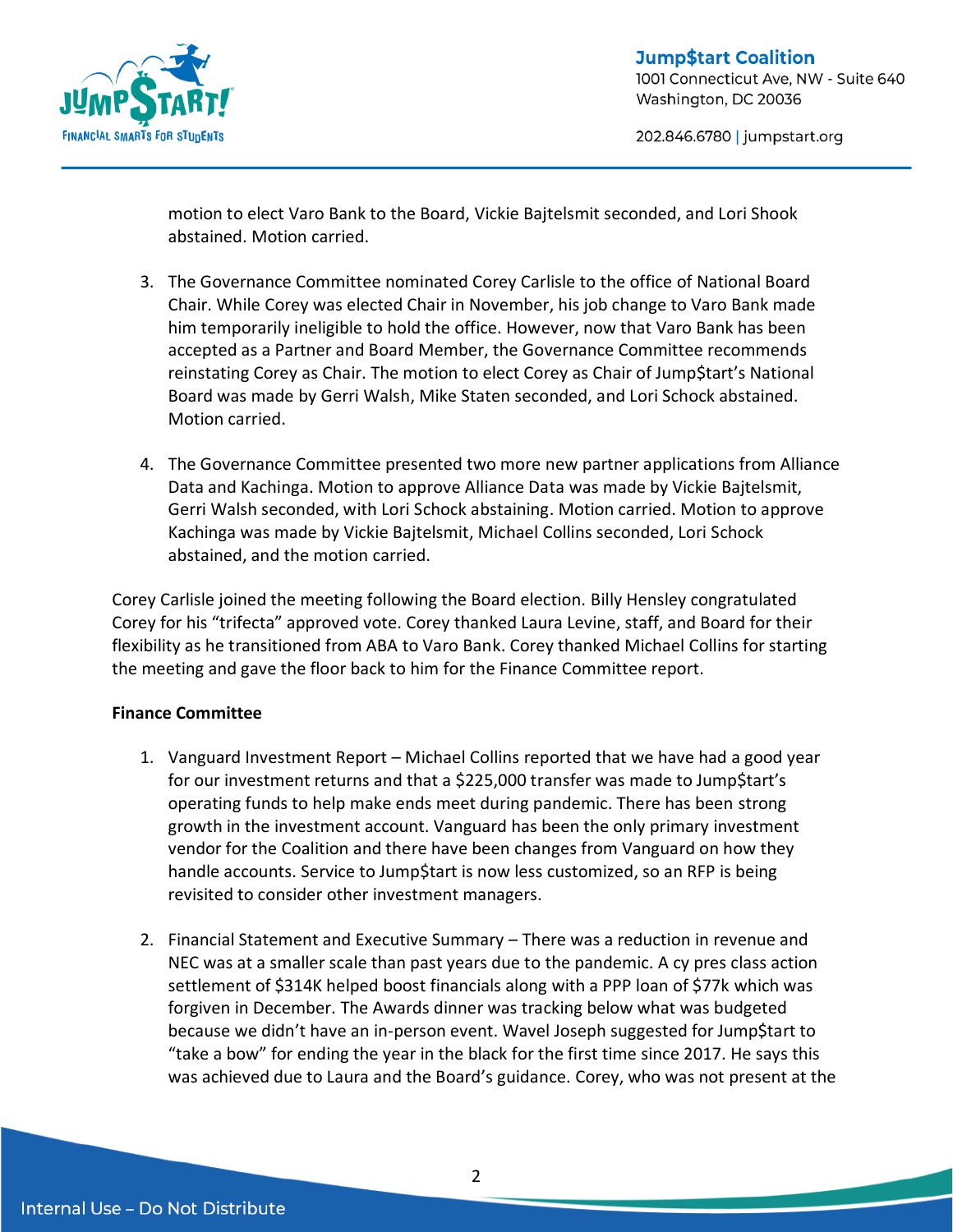motion to elect Varo Bank to the Board, Vickie Bajtelsmit seconded, and Lori Shook abstained. Motion carried.

3. The Governance Committee nominated Corey Carlisle to the office of National Board Chair. While Corey was elected Chair in November, his job change to Varo Bank made him temporarily ineligible to hold the office. However, now that Varo Bank has been accepted as a Partner and Board Member, the Governance Committee recommends reinstating Corey as Chair. The motion to elect Corey as Chair of Jump$tart's National Board was made by Gerri Walsh, Mike Staten seconded, and Lori Schock abstained. Motion carried.

4. The Governance Committee presented two more new partner applications from Alliance Data and Kachinga. Motion to approve Alliance Data was made by Vickie Bajtelsmit, Gerri Walsh seconded, with Lori Schock abstaining. Motion carried. Motion to approve Kachinga was made by Vickie Bajtelsmit, Michael Collins seconded, Lori Schock abstained, and the motion carried.

Corey Carlisle joined the meeting following the Board election. Billy Hensley congratulated Corey for his "trifecta" approved vote. Corey thanked Laura Levine, staff, and Board for their flexibility as he transitioned from ABA to Varo Bank. Corey thanked Michael Collins for starting the meeting and gave the floor back to him for the Finance Committee report.

**Finance Committee**

1. Vanguard Investment Report – Michael Collins reported that we have had a good year for our investment returns and that a $225,000 transfer was made to Jump$tart's operating funds to help make ends meet during pandemic. There has been strong growth in the investment account. Vanguard has been the only primary investment vendor for the Coalition and there have been changes from Vanguard on how they handle accounts. Service to Jump$tart is now less customized, so an RFP is being revisited to consider other investment managers.

2. Financial Statement and Executive Summary – There was a reduction in revenue and NEC was at a smaller scale than past years due to the pandemic. A cy pres class action settlement of $314K helped boost financials along with a PPP loan of $77k which was forgiven in December. The Awards dinner was tracking below what was budgeted because we didn't have an in-person event. Wavel Joseph suggested for Jump$tart to "take a bow" for ending the year in the black for the first time since 2017. He says this was achieved due to Laura and the Board's guidance. Corey, who was not present at the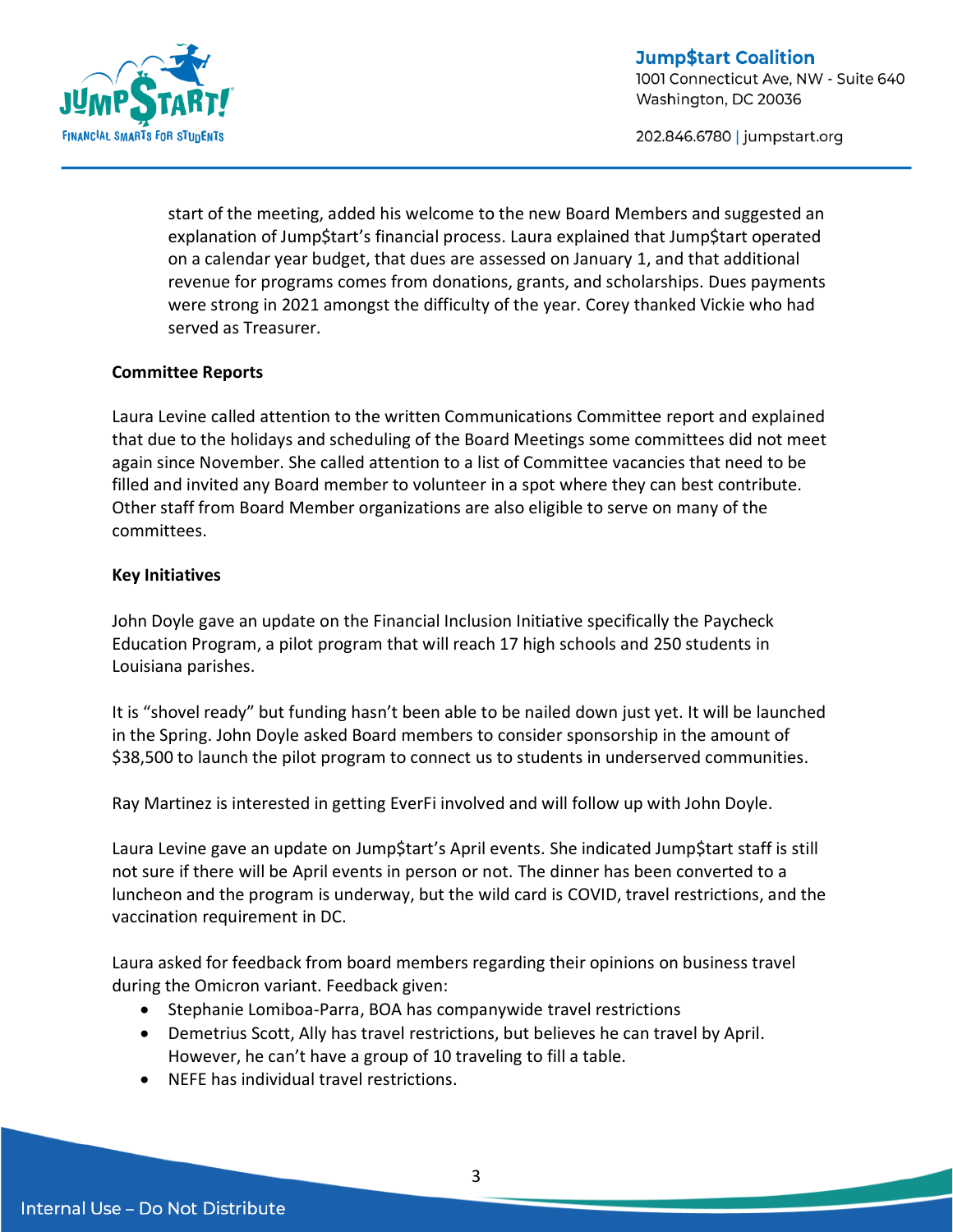start of the meeting, added his welcome to the new Board Members and suggested an explanation of Jump$tart's financial process. Laura explained that Jump$tart operated on a calendar year budget, that dues are assessed on January 1, and that additional revenue for programs comes from donations, grants, and scholarships. Dues payments were strong in 2021 amongst the difficulty of the year. Corey thanked Vickie who had served as Treasurer.

**Committee Reports**

Laura Levine called attention to the written Communications Committee report and explained that due to the holidays and scheduling of the Board Meetings some committees did not meet again since November. She called attention to a list of Committee vacancies that need to be filled and invited any Board member to volunteer in a spot where they can best contribute. Other staff from Board Member organizations are also eligible to serve on many of the committees.

**Key Initiatives**

John Doyle gave an update on the Financial Inclusion Initiative specifically the Paycheck Education Program, a pilot program that will reach 17 high schools and 250 students in Louisiana parishes.

It is "shovel ready" but funding hasn't been able to be nailed down just yet. It will be launched in the Spring. John Doyle asked Board members to consider sponsorship in the amount of $38,500 to launch the pilot program to connect us to students in underserved communities.

Ray Martinez is interested in getting EverFi involved and will follow up with John Doyle.

Laura Levine gave an update on Jump$tart's April events. She indicated Jump$tart staff is still not sure if there will be April events in person or not. The dinner has been converted to a luncheon and the program is underway, but the wild card is COVID, travel restrictions, and the vaccination requirement in DC.

Laura asked for feedback from board members regarding their opinions on business travel during the Omicron variant. Feedback given:

- Stephanie Lomiboa-Parra, BOA has companywide travel restrictions
- Demetrius Scott, Ally has travel restrictions, but believes he can travel by April. However, he can't have a group of 10 traveling to fill a table.
- NEFE has individual travel restrictions.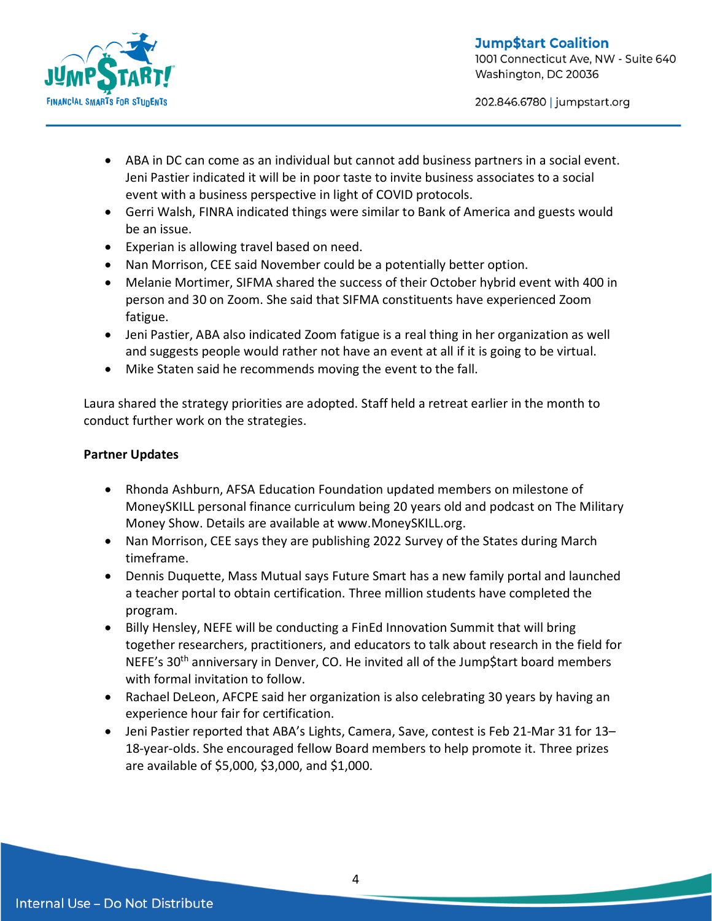- ABA in DC can come as an individual but cannot add business partners in a social event. Jeni Pastier indicated it will be in poor taste to invite business associates to a social event with a business perspective in light of COVID protocols.
- Gerri Walsh, FINRA indicated things were similar to Bank of America and guests would be an issue.
- Experian is allowing travel based on need.
- Nan Morrison, CEE said November could be a potentially better option.
- Melanie Mortimer, SIFMA shared the success of their October hybrid event with 400 in person and 30 on Zoom. She said that SIFMA constituents have experienced Zoom fatigue.
- Jeni Pastier, ABA also indicated Zoom fatigue is a real thing in her organization as well and suggests people would rather not have an event at all if it is going to be virtual.
- Mike Staten said he recommends moving the event to the fall.

Laura shared the strategy priorities are adopted. Staff held a retreat earlier in the month to conduct further work on the strategies.

**Partner Updates**

- Rhonda Ashburn, AFSA Education Foundation updated members on milestone of MoneySKILL personal finance curriculum being 20 years old and podcast on The Military Money Show. Details are available at www.MoneySKILL.org.
- Nan Morrison, CEE says they are publishing 2022 Survey of the States during March timeframe.
- Dennis Duquette, Mass Mutual says Future Smart has a new family portal and launched a teacher portal to obtain certification. Three million students have completed the program.
- Billy Hensley, NEFE will be conducting a FinEd Innovation Summit that will bring together researchers, practitioners, and educators to talk about research in the field for NEFE's 30th anniversary in Denver, CO. He invited all of the Jump$tart board members with formal invitation to follow.
- Rachael DeLeon, AFCPE said her organization is also celebrating 30 years by having an experience hour fair for certification.
- Jeni Pastier reported that ABA's Lights, Camera, Save, contest is Feb 21-Mar 31 for 13–18-year-olds. She encouraged fellow Board members to help promote it. Three prizes are available of $5,000, $3,000, and $1,000.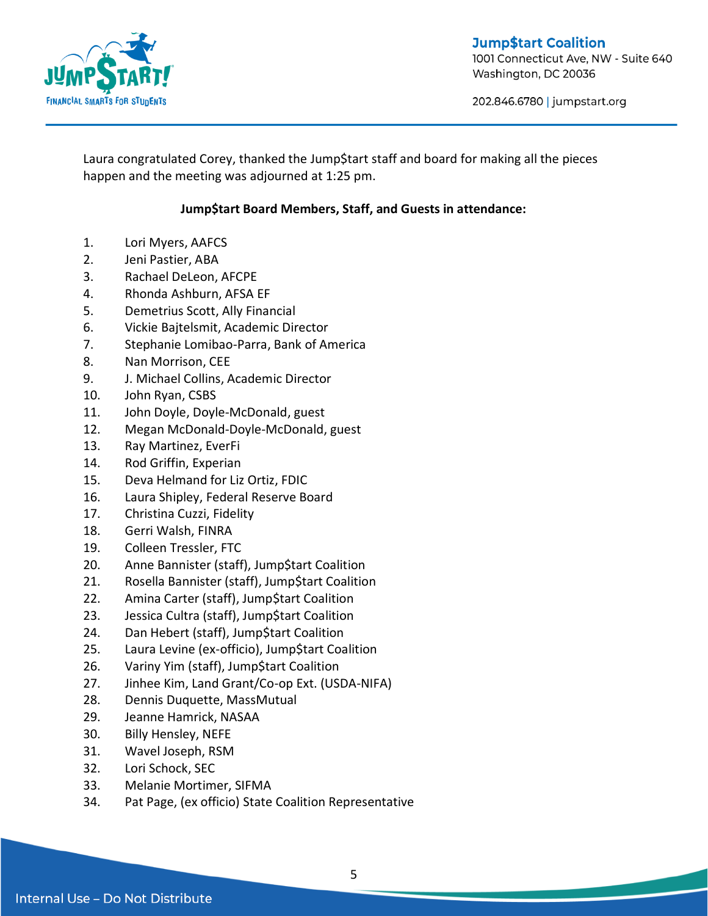Laura congratulated Corey, thanked the Jump$tart staff and board for making all the pieces happen and the meeting was adjourned at 1:25 pm.

**Jump$tart Board Members, Staff, and Guests in attendance:**

1. Lori Myers, AAFCS
2. Jeni Pastier, ABA
3. Rachael DeLeon, AFCPE
4. Rhonda Ashburn, AFSA EF
5. Demetrius Scott, Ally Financial
6. Vickie Bajtelsmit, Academic Director
7. Stephanie Lomibao-Parra, Bank of America
8. Nan Morrison, CEE
9. J. Michael Collins, Academic Director
10. John Ryan, CSBS
11. John Doyle, Doyle-McDonald, guest
12. Megan McDonald-Doyle-McDonald, guest
13. Ray Martinez, EverFi
14. Rod Griffin, Experian
15. Deva Helmand for Liz Ortiz, FDIC
16. Laura Shipley, Federal Reserve Board
17. Christina Cuzzi, Fidelity
18. Gerri Walsh, FINRA
19. Colleen Tressler, FTC
20. Anne Bannister (staff), Jump$tart Coalition
21. Rosella Bannister (staff), Jump$tart Coalition
22. Amina Carter (staff), Jump$tart Coalition
23. Jessica Cultra (staff), Jump$tart Coalition
24. Dan Hebert (staff), Jump$tart Coalition
25. Laura Levine (ex-officio), Jump$tart Coalition
26. Variny Yim (staff), Jump$tart Coalition
27. Jinhee Kim, Land Grant/Co-op Ext. (USDA-NIFA)
28. Dennis Duquette, MassMutual
29. Jeanne Hamrick, NASAA
30. Billy Hensley, NEFE
31. Wavel Joseph, RSM
32. Lori Schock, SEC
33. Melanie Mortimer, SIFMA
34. Pat Page, (ex officio) State Coalition Representative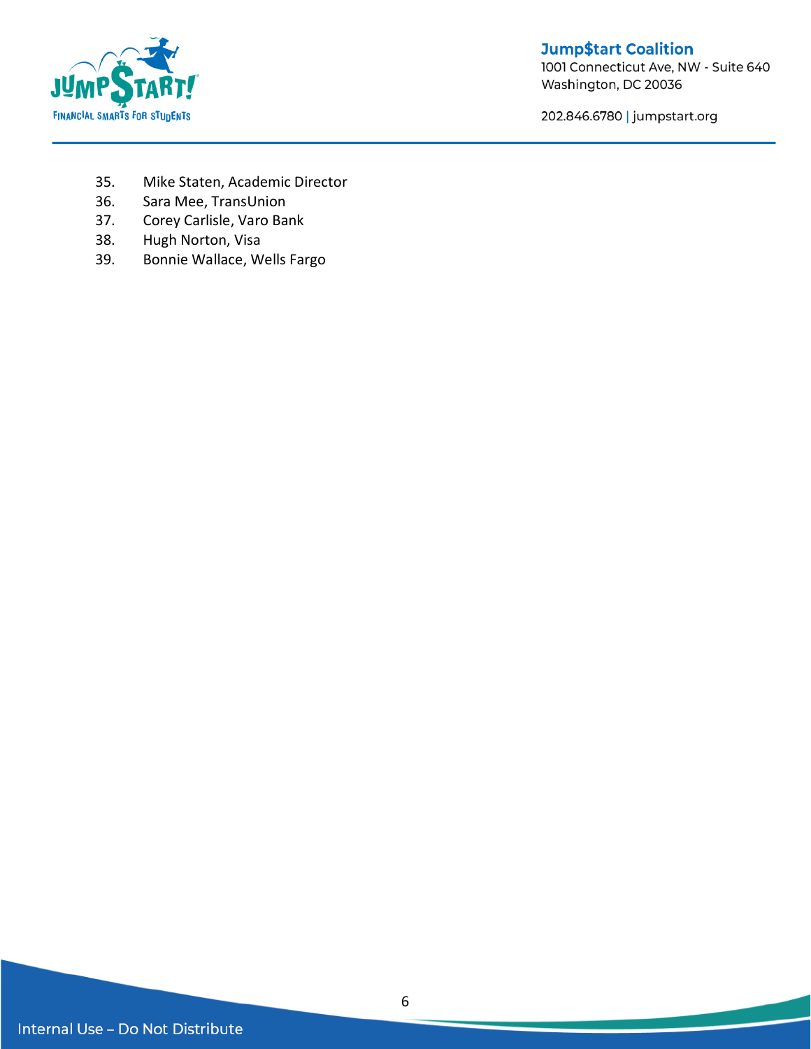35. Mike Staten, Academic Director
36. Sara Mee, TransUnion
37. Corey Carlisle, Varo Bank
38. Hugh Norton, Visa
39. Bonnie Wallace, Wells Fargo